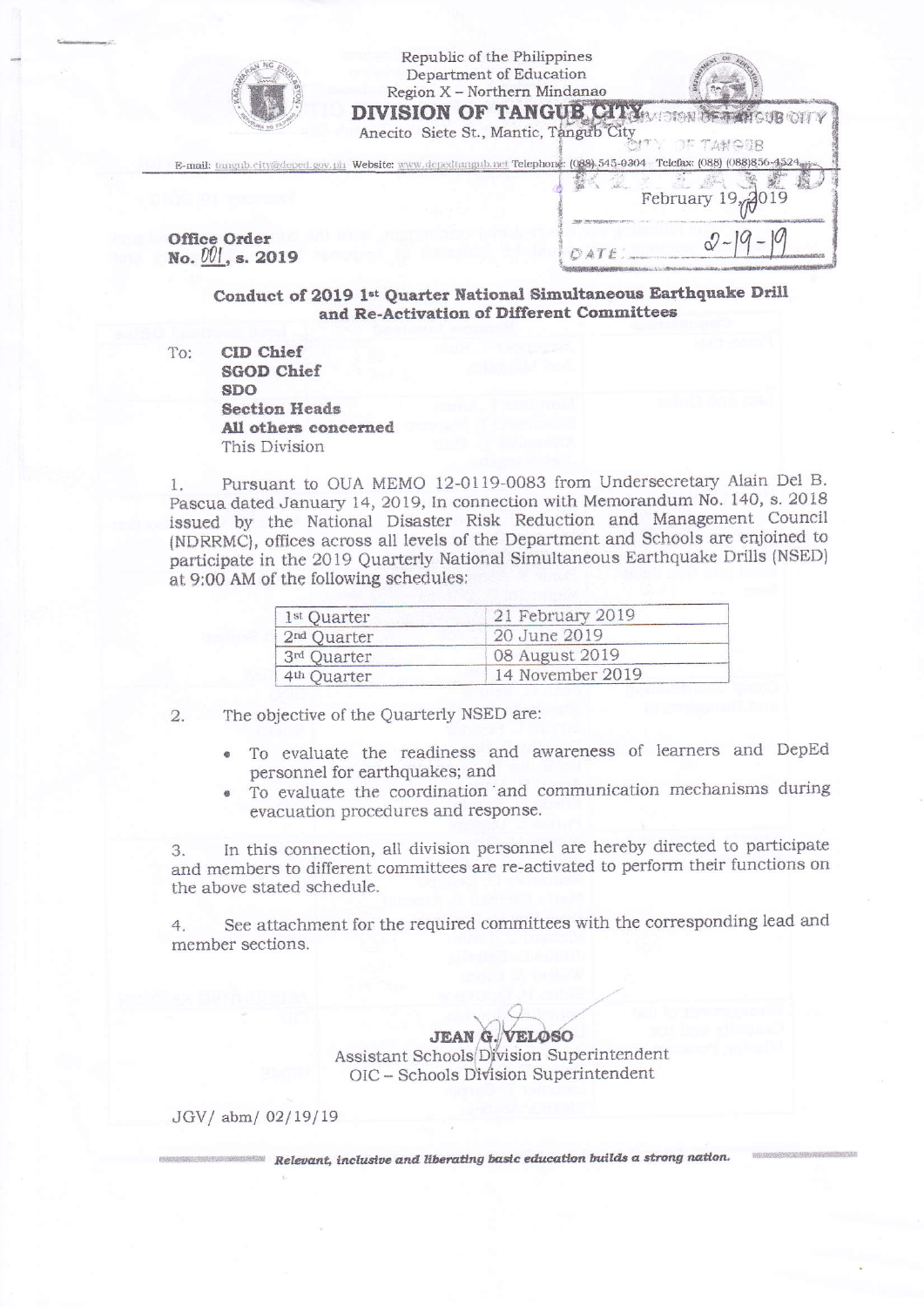Republic of the Philippines
Department of Education
Region X – Northern Mindanao

**DIVISION OF TANGUB CITY**

Anecito Siete St., Mantic, Tangub City

E-mail: tangub.city@deped.gov.ph Website: www.depedtangub.net Telephone: (088) 545-0304 Telefax: (088) (088)856-4524

DIVISION OF TANGUB CITY
RELEASED
February 19, 2019
DATE: 2-19-19

**Office Order**
**No. 001, s. 2019**

**Conduct of 2019 1st Quarter National Simultaneous Earthquake Drill and Re-Activation of Different Committees**

To: **CID Chief**
**SGOD Chief**
**SDO**
**Section Heads**
**All others concerned**
This Division

1. Pursuant to OUA MEMO 12-0119-0083 from Undersecretary Alain Del B. Pascua dated January 14, 2019, In connection with Memorandum No. 140, s. 2018 issued by the National Disaster Risk Reduction and Management Council (NDRRMC), offices across all levels of the Department and Schools are enjoined to participate in the 2019 Quarterly National Simultaneous Earthquake Drills (NSED) at 9:00 AM of the following schedules:

| | |
|---|---|
| 1st Quarter | 21 February 2019 |
| 2nd Quarter | 20 June 2019 |
| 3rd Quarter | 08 August 2019 |
| 4th Quarter | 14 November 2019 |

2. The objective of the Quarterly NSED are:

- To evaluate the readiness and awareness of learners and DepEd personnel for earthquakes; and
- To evaluate the coordination and communication mechanisms during evacuation procedures and response.

3. In this connection, all division personnel are hereby directed to participate and members to different committees are re-activated to perform their functions on the above stated schedule.

4. See attachment for the required committees with the corresponding lead and member sections.

**JEAN G. VELOSO**
Assistant Schools Division Superintendent
OIC – Schools Division Superintendent

JGV/ abm/ 02/19/19

*Relevant, inclusive and liberating basic education builds a strong nation.*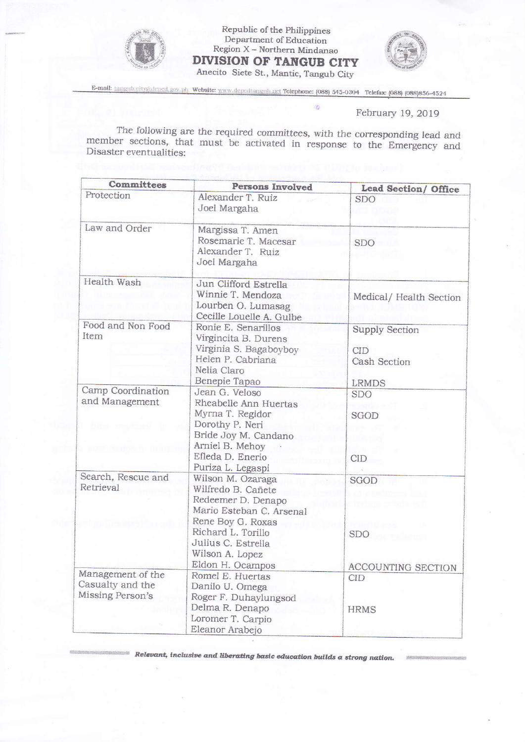Republic of the Philippines
Department of Education
Region X – Northern Mindanao

# DIVISION OF TANGUB CITY

Anecito Siete St., Mantic, Tangub City

E-mail: tangub.city@deped.gov.ph Website: www.depedtangub.net Telephone: (088) 545-0304 Telefax: (088) (088)856-4524

February 19, 2019

The following are the required committees, with the corresponding lead and member sections, that must be activated in response to the Emergency and Disaster eventualities:

| Committees | Persons Involved | Lead Section/ Office |
|---|---|---|
| Protection | Alexander T. Ruiz<br>Joel Margaha | SDO |
| Law and Order | Margissa T. Amen<br>Rosemarie T. Macesar<br>Alexander T. Ruiz<br>Joel Margaha | SDO |
| Health Wash | Jun Clifford Estrella<br>Winnie T. Mendoza<br>Lourben O. Lumasag<br>Cecille Louelle A. Gulbe | Medical/ Health Section |
| Food and Non Food Item | Ronie E. Senarillos<br>Virgincita B. Durens<br>Virginia S. Bagaboyboy<br>Helen P. Cabriana<br>Nelia Claro<br>Benepie Tapao | Supply Section<br><br>CID<br>Cash Section<br><br>LRMDS |
| Camp Coordination and Management | Jean G. Veloso<br>Rheabelle Ann Huertas<br>Myrna T. Regidor<br>Dorothy P. Neri<br>Bride Joy M. Candano<br>Arniel B. Mehoy<br>Efleda D. Enerio<br>Puriza L. Legaspi | SDO<br><br>SGOD<br><br><br><br>CID |
| Search, Rescue and Retrieval | Wilson M. Ozaraga<br>Wilfredo B. Cañete<br>Redeemer D. Denapo<br>Mario Esteban C. Arsenal<br>Rene Boy G. Roxas<br>Richard L. Torillo<br>Julius C. Estrella<br>Wilson A. Lopez<br>Eldon H. Ocampos | SGOD<br><br><br><br><br>SDO<br><br><br>ACCOUNTING SECTION |
| Management of the Casualty and the Missing Person's | Romel E. Huertas<br>Danilo U. Omega<br>Roger F. Duhaylungsod<br>Delma R. Denapo<br>Loromer T. Carpio<br>Eleanor Arabejo | CID<br><br><br>HRMS |

***Relevant, inclusive and liberating basic education builds a strong nation.***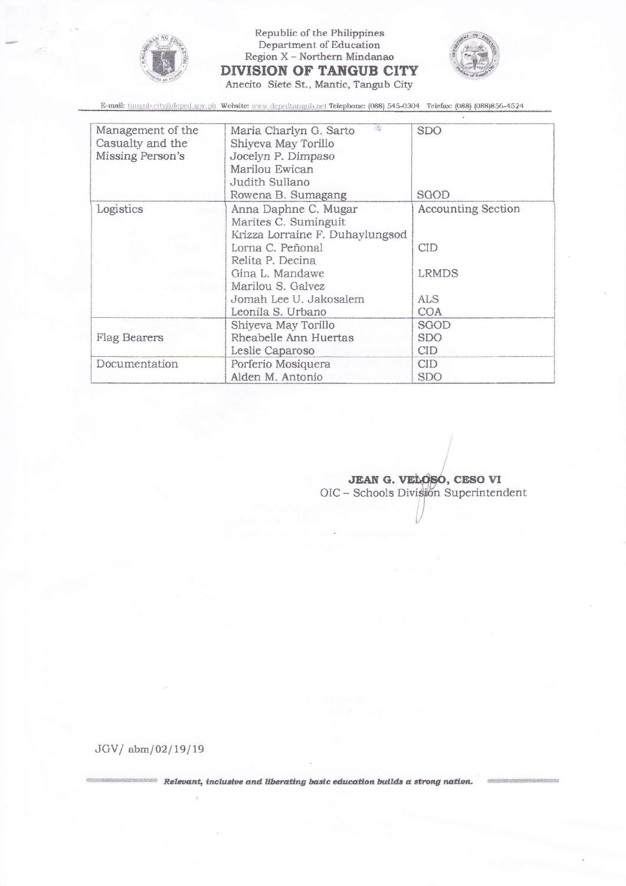Republic of the Philippines
Department of Education
Region X – Northern Mindanao

**DIVISION OF TANGUB CITY**

Anecito Siete St., Mantic, Tangub City

E-mail: tangub.city@deped.gov.ph Website: www.depedtangub.net Telephone: (088) 545-0304 Telefax: (088) (088)856-4524

| | | |
|---|---|---|
| Management of the Casualty and the Missing Person's | Maria Charlyn G. Sarto<br>Shiyeva May Torillo<br>Jocelyn P. Dimpaso<br>Marilou Ewican<br>Judith Sullano<br>Rowena B. Sumagang | SDO<br><br><br><br><br>SGOD |
| Logistics | Anna Daphne C. Mugar<br>Marites C. Suminguit<br>Krizza Lorraine F. Duhaylungsod<br>Lorna C. Peñonal<br>Relita P. Decina<br>Gina L. Mandawe<br>Marilou S. Galvez<br>Jomah Lee U. Jakosalem<br>Leonila S. Urbano | Accounting Section<br><br><br>CID<br><br>LRMDS<br><br>ALS<br>COA |
| Flag Bearers | Shiyeva May Torillo<br>Rheabelle Ann Huertas<br>Leslie Caparoso | SGOD<br>SDO<br>CID |
| Documentation | Porferio Mosiquera<br>Alden M. Antonio | CID<br>SDO |

**JEAN G. VELOSO, CESO VI**
OIC – Schools Division Superintendent

JGV/ abm/02/19/19

***Relevant, inclusive and liberating basic education builds a strong nation.***